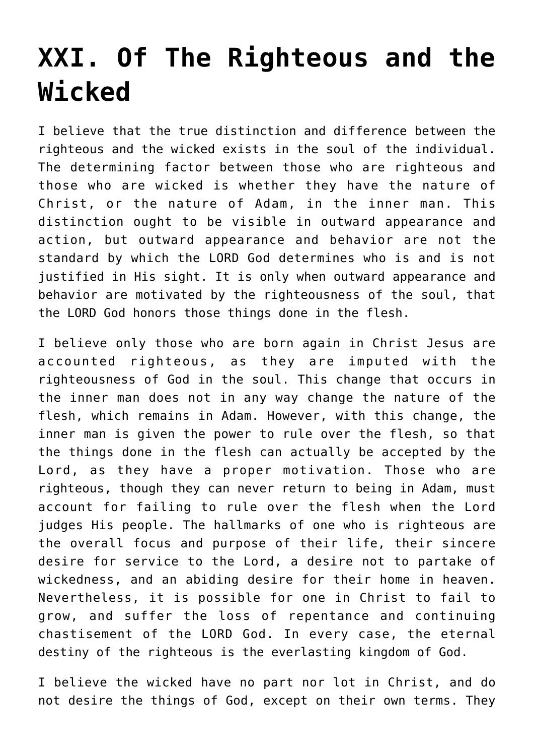# XXI. Of The Righteous and the Wicked

I believe that the true distinction and difference between the righteous and the wicked exists in the soul of the individual. The determining factor between those who are righteous and those who are wicked is whether they have the nature of Christ, or the nature of Adam, in the inner man. This distinction ought to be visible in outward appearance and action, but outward appearance and behavior are not the standard by which the LORD God determines who is and is not justified in His sight. It is only when outward appearance and behavior are motivated by the righteousness of the soul, that the LORD God honors those things done in the flesh.

I believe only those who are born again in Christ Jesus are accounted righteous, as they are imputed with the righteousness of God in the soul. This change that occurs in the inner man does not in any way change the nature of the flesh, which remains in Adam. However, with this change, the inner man is given the power to rule over the flesh, so that the things done in the flesh can actually be accepted by the Lord, as they have a proper motivation. Those who are righteous, though they can never return to being in Adam, must account for failing to rule over the flesh when the Lord judges His people. The hallmarks of one who is righteous are the overall focus and purpose of their life, their sincere desire for service to the Lord, a desire not to partake of wickedness, and an abiding desire for their home in heaven. Nevertheless, it is possible for one in Christ to fail to grow, and suffer the loss of repentance and continuing chastisement of the LORD God. In every case, the eternal destiny of the righteous is the everlasting kingdom of God.

I believe the wicked have no part nor lot in Christ, and do not desire the things of God, except on their own terms. They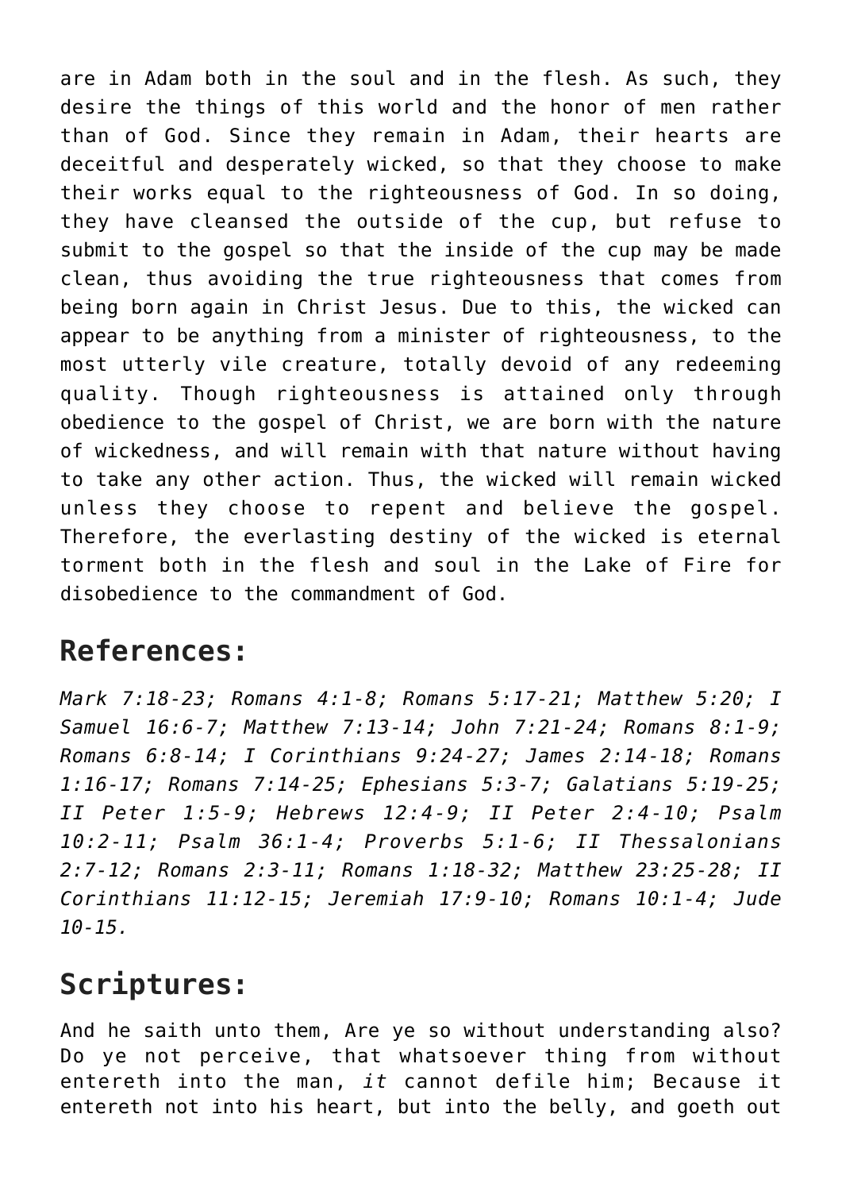are in Adam both in the soul and in the flesh. As such, they desire the things of this world and the honor of men rather than of God. Since they remain in Adam, their hearts are deceitful and desperately wicked, so that they choose to make their works equal to the righteousness of God. In so doing, they have cleansed the outside of the cup, but refuse to submit to the gospel so that the inside of the cup may be made clean, thus avoiding the true righteousness that comes from being born again in Christ Jesus. Due to this, the wicked can appear to be anything from a minister of righteousness, to the most utterly vile creature, totally devoid of any redeeming quality. Though righteousness is attained only through obedience to the gospel of Christ, we are born with the nature of wickedness, and will remain with that nature without having to take any other action. Thus, the wicked will remain wicked unless they choose to repent and believe the gospel. Therefore, the everlasting destiny of the wicked is eternal torment both in the flesh and soul in the Lake of Fire for disobedience to the commandment of God.

## References:

*Mark 7:18-23; Romans 4:1-8; Romans 5:17-21; Matthew 5:20; I Samuel 16:6-7; Matthew 7:13-14; John 7:21-24; Romans 8:1-9; Romans 6:8-14; I Corinthians 9:24-27; James 2:14-18; Romans 1:16-17; Romans 7:14-25; Ephesians 5:3-7; Galatians 5:19-25; II Peter 1:5-9; Hebrews 12:4-9; II Peter 2:4-10; Psalm 10:2-11; Psalm 36:1-4; Proverbs 5:1-6; II Thessalonians 2:7-12; Romans 2:3-11; Romans 1:18-32; Matthew 23:25-28; II Corinthians 11:12-15; Jeremiah 17:9-10; Romans 10:1-4; Jude 10-15.*

## Scriptures:

And he saith unto them, Are ye so without understanding also? Do ye not perceive, that whatsoever thing from without entereth into the man, *it* cannot defile him; Because it entereth not into his heart, but into the belly, and goeth out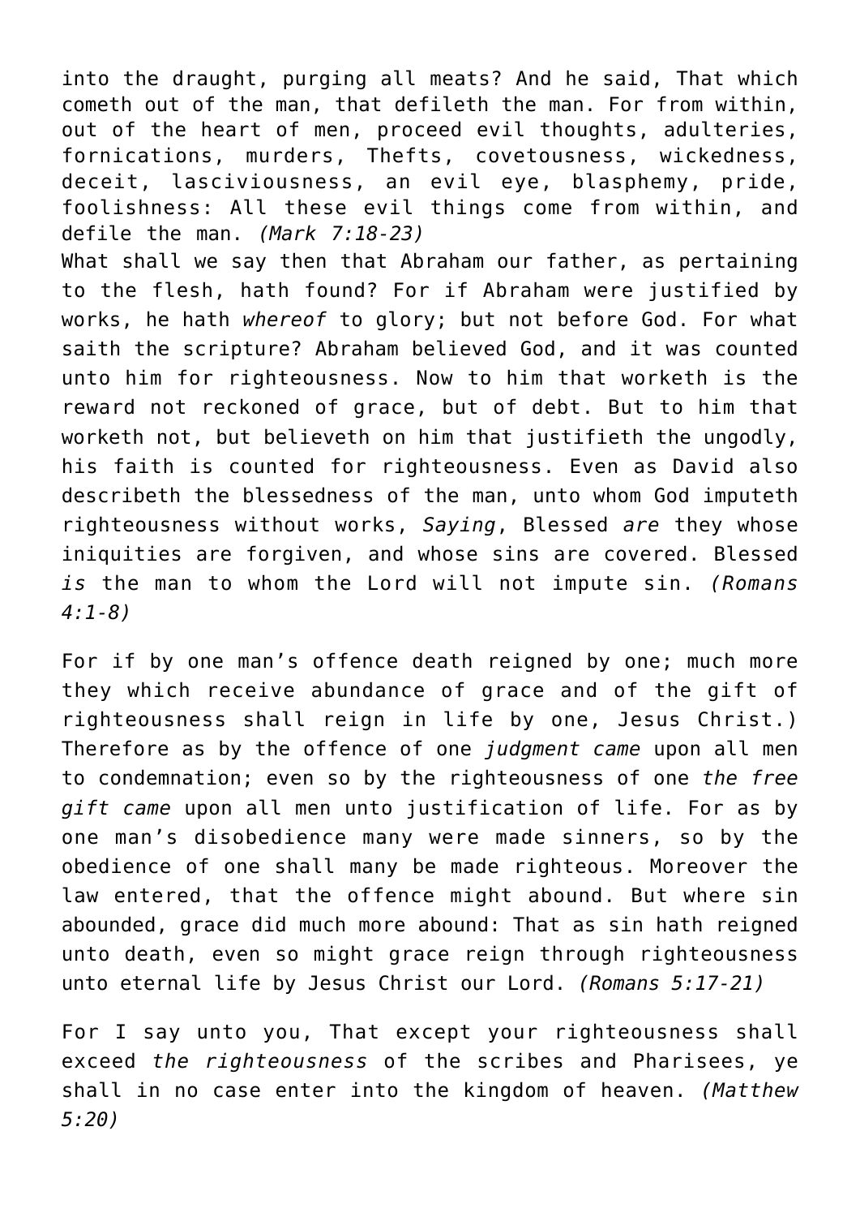into the draught, purging all meats? And he said, That which cometh out of the man, that defileth the man. For from within, out of the heart of men, proceed evil thoughts, adulteries, fornications, murders, Thefts, covetousness, wickedness, deceit, lasciviousness, an evil eye, blasphemy, pride, foolishness: All these evil things come from within, and defile the man. *(Mark 7:18-23)*
What shall we say then that Abraham our father, as pertaining to the flesh, hath found? For if Abraham were justified by works, he hath *whereof* to glory; but not before God. For what saith the scripture? Abraham believed God, and it was counted unto him for righteousness. Now to him that worketh is the reward not reckoned of grace, but of debt. But to him that worketh not, but believeth on him that justifieth the ungodly, his faith is counted for righteousness. Even as David also describeth the blessedness of the man, unto whom God imputeth righteousness without works, *Saying*, Blessed *are* they whose iniquities are forgiven, and whose sins are covered. Blessed *is* the man to whom the Lord will not impute sin. *(Romans 4:1-8)*

For if by one man's offence death reigned by one; much more they which receive abundance of grace and of the gift of righteousness shall reign in life by one, Jesus Christ.) Therefore as by the offence of one *judgment came* upon all men to condemnation; even so by the righteousness of one *the free gift came* upon all men unto justification of life. For as by one man's disobedience many were made sinners, so by the obedience of one shall many be made righteous. Moreover the law entered, that the offence might abound. But where sin abounded, grace did much more abound: That as sin hath reigned unto death, even so might grace reign through righteousness unto eternal life by Jesus Christ our Lord. *(Romans 5:17-21)*

For I say unto you, That except your righteousness shall exceed *the righteousness* of the scribes and Pharisees, ye shall in no case enter into the kingdom of heaven. *(Matthew 5:20)*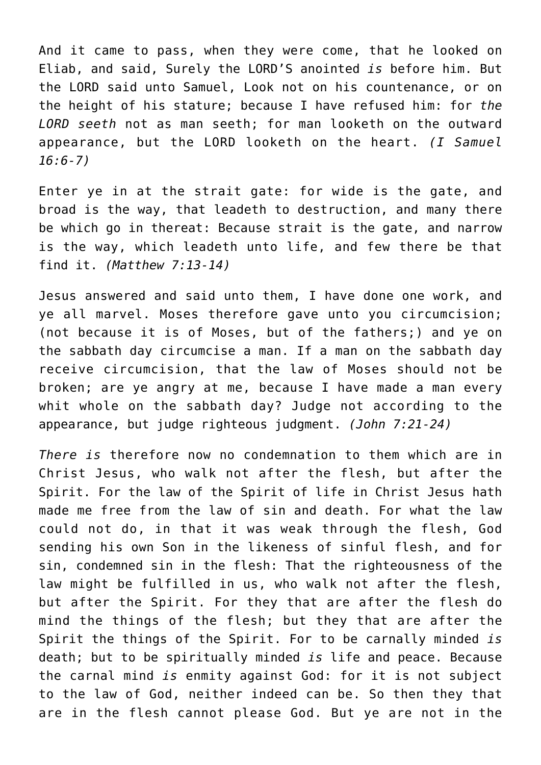And it came to pass, when they were come, that he looked on Eliab, and said, Surely the LORD'S anointed *is* before him. But the LORD said unto Samuel, Look not on his countenance, or on the height of his stature; because I have refused him: for *the LORD seeth* not as man seeth; for man looketh on the outward appearance, but the LORD looketh on the heart. *(I Samuel 16:6-7)*

Enter ye in at the strait gate: for wide is the gate, and broad is the way, that leadeth to destruction, and many there be which go in thereat: Because strait is the gate, and narrow is the way, which leadeth unto life, and few there be that find it. *(Matthew 7:13-14)*

Jesus answered and said unto them, I have done one work, and ye all marvel. Moses therefore gave unto you circumcision; (not because it is of Moses, but of the fathers;) and ye on the sabbath day circumcise a man. If a man on the sabbath day receive circumcision, that the law of Moses should not be broken; are ye angry at me, because I have made a man every whit whole on the sabbath day? Judge not according to the appearance, but judge righteous judgment. *(John 7:21-24)*

*There is* therefore now no condemnation to them which are in Christ Jesus, who walk not after the flesh, but after the Spirit. For the law of the Spirit of life in Christ Jesus hath made me free from the law of sin and death. For what the law could not do, in that it was weak through the flesh, God sending his own Son in the likeness of sinful flesh, and for sin, condemned sin in the flesh: That the righteousness of the law might be fulfilled in us, who walk not after the flesh, but after the Spirit. For they that are after the flesh do mind the things of the flesh; but they that are after the Spirit the things of the Spirit. For to be carnally minded *is* death; but to be spiritually minded *is* life and peace. Because the carnal mind *is* enmity against God: for it is not subject to the law of God, neither indeed can be. So then they that are in the flesh cannot please God. But ye are not in the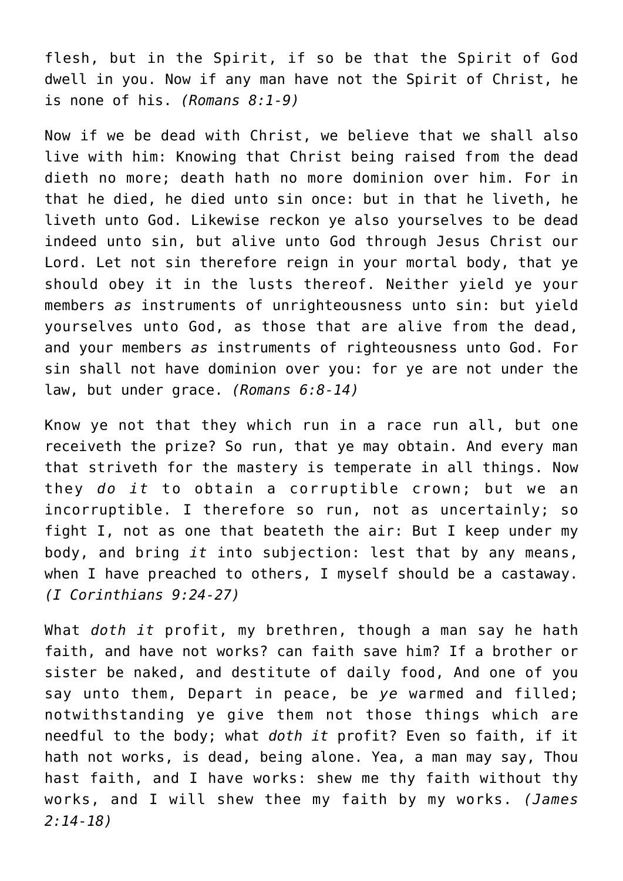flesh, but in the Spirit, if so be that the Spirit of God dwell in you. Now if any man have not the Spirit of Christ, he is none of his. *(Romans 8:1-9)*

Now if we be dead with Christ, we believe that we shall also live with him: Knowing that Christ being raised from the dead dieth no more; death hath no more dominion over him. For in that he died, he died unto sin once: but in that he liveth, he liveth unto God. Likewise reckon ye also yourselves to be dead indeed unto sin, but alive unto God through Jesus Christ our Lord. Let not sin therefore reign in your mortal body, that ye should obey it in the lusts thereof. Neither yield ye your members *as* instruments of unrighteousness unto sin: but yield yourselves unto God, as those that are alive from the dead, and your members *as* instruments of righteousness unto God. For sin shall not have dominion over you: for ye are not under the law, but under grace. *(Romans 6:8-14)*

Know ye not that they which run in a race run all, but one receiveth the prize? So run, that ye may obtain. And every man that striveth for the mastery is temperate in all things. Now they *do it* to obtain a corruptible crown; but we an incorruptible. I therefore so run, not as uncertainly; so fight I, not as one that beateth the air: But I keep under my body, and bring *it* into subjection: lest that by any means, when I have preached to others, I myself should be a castaway. *(I Corinthians 9:24-27)*

What *doth it* profit, my brethren, though a man say he hath faith, and have not works? can faith save him? If a brother or sister be naked, and destitute of daily food, And one of you say unto them, Depart in peace, be *ye* warmed and filled; notwithstanding ye give them not those things which are needful to the body; what *doth it* profit? Even so faith, if it hath not works, is dead, being alone. Yea, a man may say, Thou hast faith, and I have works: shew me thy faith without thy works, and I will shew thee my faith by my works. *(James 2:14-18)*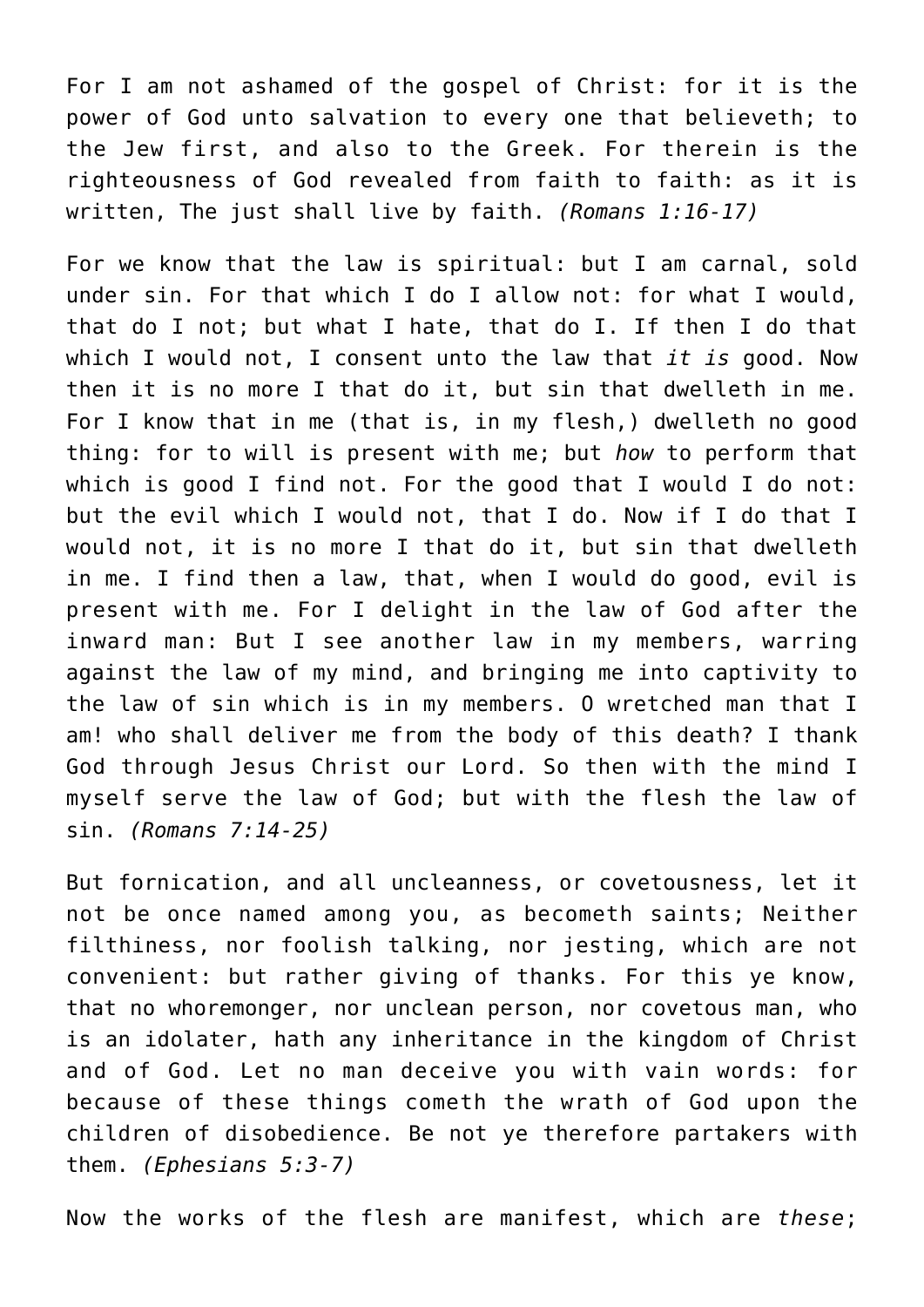For I am not ashamed of the gospel of Christ: for it is the power of God unto salvation to every one that believeth; to the Jew first, and also to the Greek. For therein is the righteousness of God revealed from faith to faith: as it is written, The just shall live by faith. *(Romans 1:16-17)*

For we know that the law is spiritual: but I am carnal, sold under sin. For that which I do I allow not: for what I would, that do I not; but what I hate, that do I. If then I do that which I would not, I consent unto the law that *it is* good. Now then it is no more I that do it, but sin that dwelleth in me. For I know that in me (that is, in my flesh,) dwelleth no good thing: for to will is present with me; but *how* to perform that which is good I find not. For the good that I would I do not: but the evil which I would not, that I do. Now if I do that I would not, it is no more I that do it, but sin that dwelleth in me. I find then a law, that, when I would do good, evil is present with me. For I delight in the law of God after the inward man: But I see another law in my members, warring against the law of my mind, and bringing me into captivity to the law of sin which is in my members. O wretched man that I am! who shall deliver me from the body of this death? I thank God through Jesus Christ our Lord. So then with the mind I myself serve the law of God; but with the flesh the law of sin. *(Romans 7:14-25)*

But fornication, and all uncleanness, or covetousness, let it not be once named among you, as becometh saints; Neither filthiness, nor foolish talking, nor jesting, which are not convenient: but rather giving of thanks. For this ye know, that no whoremonger, nor unclean person, nor covetous man, who is an idolater, hath any inheritance in the kingdom of Christ and of God. Let no man deceive you with vain words: for because of these things cometh the wrath of God upon the children of disobedience. Be not ye therefore partakers with them. *(Ephesians 5:3-7)*

Now the works of the flesh are manifest, which are *these*;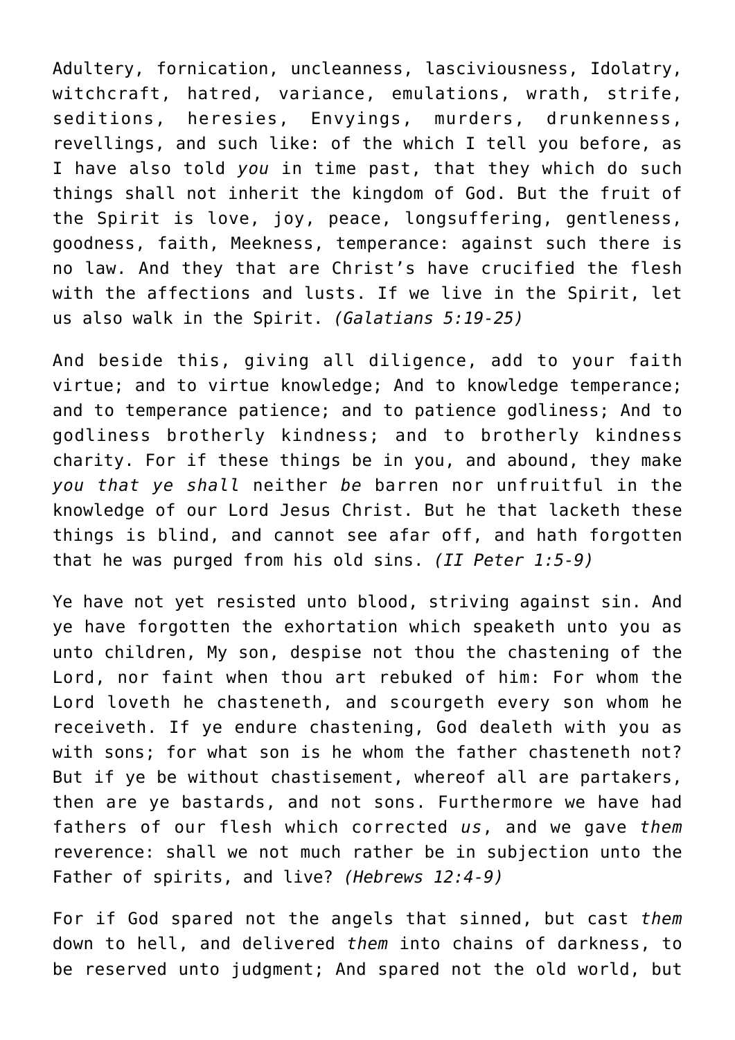Adultery, fornication, uncleanness, lasciviousness, Idolatry, witchcraft, hatred, variance, emulations, wrath, strife, seditions, heresies, Envyings, murders, drunkenness, revellings, and such like: of the which I tell you before, as I have also told *you* in time past, that they which do such things shall not inherit the kingdom of God. But the fruit of the Spirit is love, joy, peace, longsuffering, gentleness, goodness, faith, Meekness, temperance: against such there is no law. And they that are Christ's have crucified the flesh with the affections and lusts. If we live in the Spirit, let us also walk in the Spirit. *(Galatians 5:19-25)*

And beside this, giving all diligence, add to your faith virtue; and to virtue knowledge; And to knowledge temperance; and to temperance patience; and to patience godliness; And to godliness brotherly kindness; and to brotherly kindness charity. For if these things be in you, and abound, they make *you that ye shall* neither *be* barren nor unfruitful in the knowledge of our Lord Jesus Christ. But he that lacketh these things is blind, and cannot see afar off, and hath forgotten that he was purged from his old sins. *(II Peter 1:5-9)*

Ye have not yet resisted unto blood, striving against sin. And ye have forgotten the exhortation which speaketh unto you as unto children, My son, despise not thou the chastening of the Lord, nor faint when thou art rebuked of him: For whom the Lord loveth he chasteneth, and scourgeth every son whom he receiveth. If ye endure chastening, God dealeth with you as with sons; for what son is he whom the father chasteneth not? But if ye be without chastisement, whereof all are partakers, then are ye bastards, and not sons. Furthermore we have had fathers of our flesh which corrected *us*, and we gave *them* reverence: shall we not much rather be in subjection unto the Father of spirits, and live? *(Hebrews 12:4-9)*

For if God spared not the angels that sinned, but cast *them* down to hell, and delivered *them* into chains of darkness, to be reserved unto judgment; And spared not the old world, but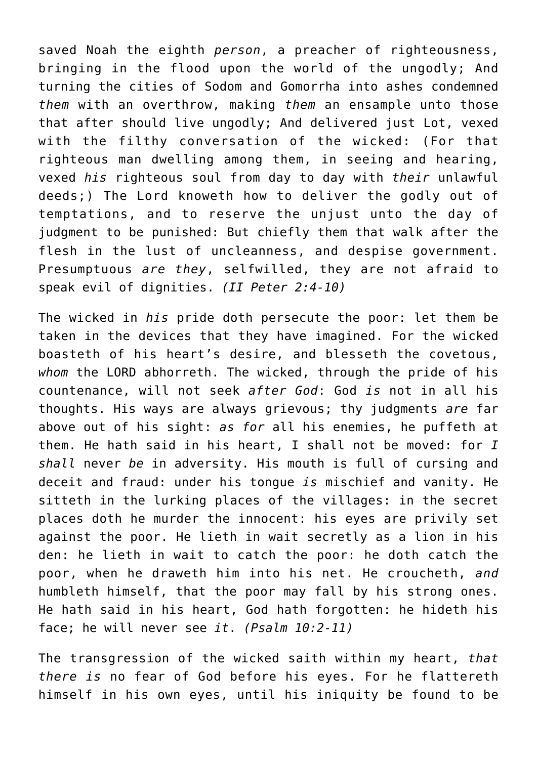saved Noah the eighth *person*, a preacher of righteousness, bringing in the flood upon the world of the ungodly; And turning the cities of Sodom and Gomorrha into ashes condemned *them* with an overthrow, making *them* an ensample unto those that after should live ungodly; And delivered just Lot, vexed with the filthy conversation of the wicked: (For that righteous man dwelling among them, in seeing and hearing, vexed *his* righteous soul from day to day with *their* unlawful deeds;) The Lord knoweth how to deliver the godly out of temptations, and to reserve the unjust unto the day of judgment to be punished: But chiefly them that walk after the flesh in the lust of uncleanness, and despise government. Presumptuous *are they*, selfwilled, they are not afraid to speak evil of dignities. *(II Peter 2:4-10)*

The wicked in *his* pride doth persecute the poor: let them be taken in the devices that they have imagined. For the wicked boasteth of his heart's desire, and blesseth the covetous, *whom* the LORD abhorreth. The wicked, through the pride of his countenance, will not seek *after God*: God *is* not in all his thoughts. His ways are always grievous; thy judgments *are* far above out of his sight: *as for* all his enemies, he puffeth at them. He hath said in his heart, I shall not be moved: for *I shall* never *be* in adversity. His mouth is full of cursing and deceit and fraud: under his tongue *is* mischief and vanity. He sitteth in the lurking places of the villages: in the secret places doth he murder the innocent: his eyes are privily set against the poor. He lieth in wait secretly as a lion in his den: he lieth in wait to catch the poor: he doth catch the poor, when he draweth him into his net. He croucheth, *and* humbleth himself, that the poor may fall by his strong ones. He hath said in his heart, God hath forgotten: he hideth his face; he will never see *it*. *(Psalm 10:2-11)*

The transgression of the wicked saith within my heart, *that there is* no fear of God before his eyes. For he flattereth himself in his own eyes, until his iniquity be found to be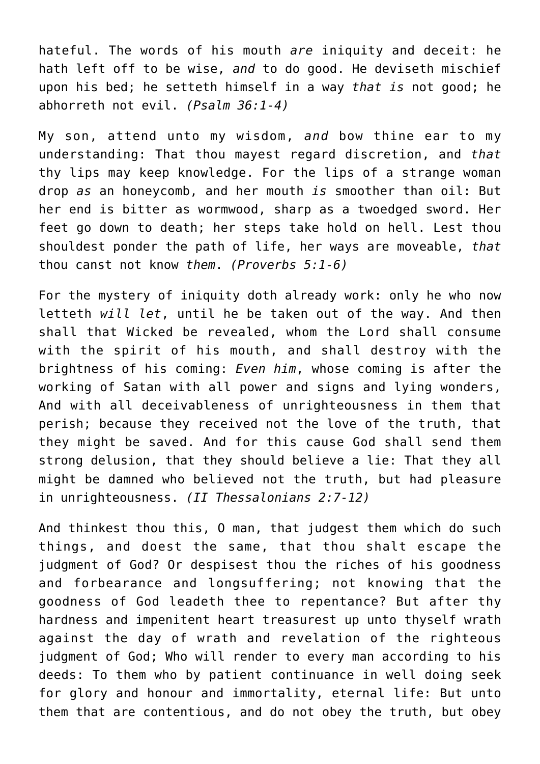hateful. The words of his mouth *are* iniquity and deceit: he hath left off to be wise, *and* to do good. He deviseth mischief upon his bed; he setteth himself in a way *that is* not good; he abhorreth not evil. *(Psalm 36:1-4)*

My son, attend unto my wisdom, *and* bow thine ear to my understanding: That thou mayest regard discretion, and *that* thy lips may keep knowledge. For the lips of a strange woman drop *as* an honeycomb, and her mouth *is* smoother than oil: But her end is bitter as wormwood, sharp as a twoedged sword. Her feet go down to death; her steps take hold on hell. Lest thou shouldest ponder the path of life, her ways are moveable, *that* thou canst not know *them*. *(Proverbs 5:1-6)*

For the mystery of iniquity doth already work: only he who now letteth *will let*, until he be taken out of the way. And then shall that Wicked be revealed, whom the Lord shall consume with the spirit of his mouth, and shall destroy with the brightness of his coming: *Even him*, whose coming is after the working of Satan with all power and signs and lying wonders, And with all deceivableness of unrighteousness in them that perish; because they received not the love of the truth, that they might be saved. And for this cause God shall send them strong delusion, that they should believe a lie: That they all might be damned who believed not the truth, but had pleasure in unrighteousness. *(II Thessalonians 2:7-12)*

And thinkest thou this, O man, that judgest them which do such things, and doest the same, that thou shalt escape the judgment of God? Or despisest thou the riches of his goodness and forbearance and longsuffering; not knowing that the goodness of God leadeth thee to repentance? But after thy hardness and impenitent heart treasurest up unto thyself wrath against the day of wrath and revelation of the righteous judgment of God; Who will render to every man according to his deeds: To them who by patient continuance in well doing seek for glory and honour and immortality, eternal life: But unto them that are contentious, and do not obey the truth, but obey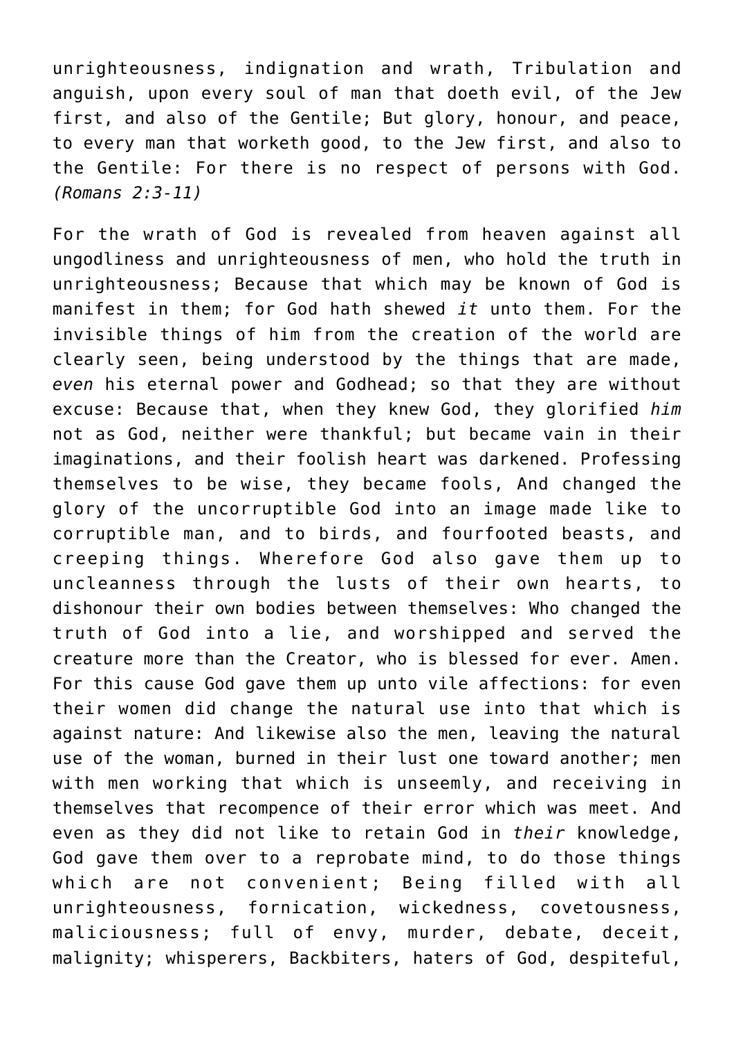unrighteousness, indignation and wrath, Tribulation and anguish, upon every soul of man that doeth evil, of the Jew first, and also of the Gentile; But glory, honour, and peace, to every man that worketh good, to the Jew first, and also to the Gentile: For there is no respect of persons with God. *(Romans 2:3-11)*

For the wrath of God is revealed from heaven against all ungodliness and unrighteousness of men, who hold the truth in unrighteousness; Because that which may be known of God is manifest in them; for God hath shewed *it* unto them. For the invisible things of him from the creation of the world are clearly seen, being understood by the things that are made, *even* his eternal power and Godhead; so that they are without excuse: Because that, when they knew God, they glorified *him* not as God, neither were thankful; but became vain in their imaginations, and their foolish heart was darkened. Professing themselves to be wise, they became fools, And changed the glory of the uncorruptible God into an image made like to corruptible man, and to birds, and fourfooted beasts, and creeping things. Wherefore God also gave them up to uncleanness through the lusts of their own hearts, to dishonour their own bodies between themselves: Who changed the truth of God into a lie, and worshipped and served the creature more than the Creator, who is blessed for ever. Amen. For this cause God gave them up unto vile affections: for even their women did change the natural use into that which is against nature: And likewise also the men, leaving the natural use of the woman, burned in their lust one toward another; men with men working that which is unseemly, and receiving in themselves that recompence of their error which was meet. And even as they did not like to retain God in *their* knowledge, God gave them over to a reprobate mind, to do those things which are not convenient; Being filled with all unrighteousness, fornication, wickedness, covetousness, maliciousness; full of envy, murder, debate, deceit, malignity; whisperers, Backbiters, haters of God, despiteful,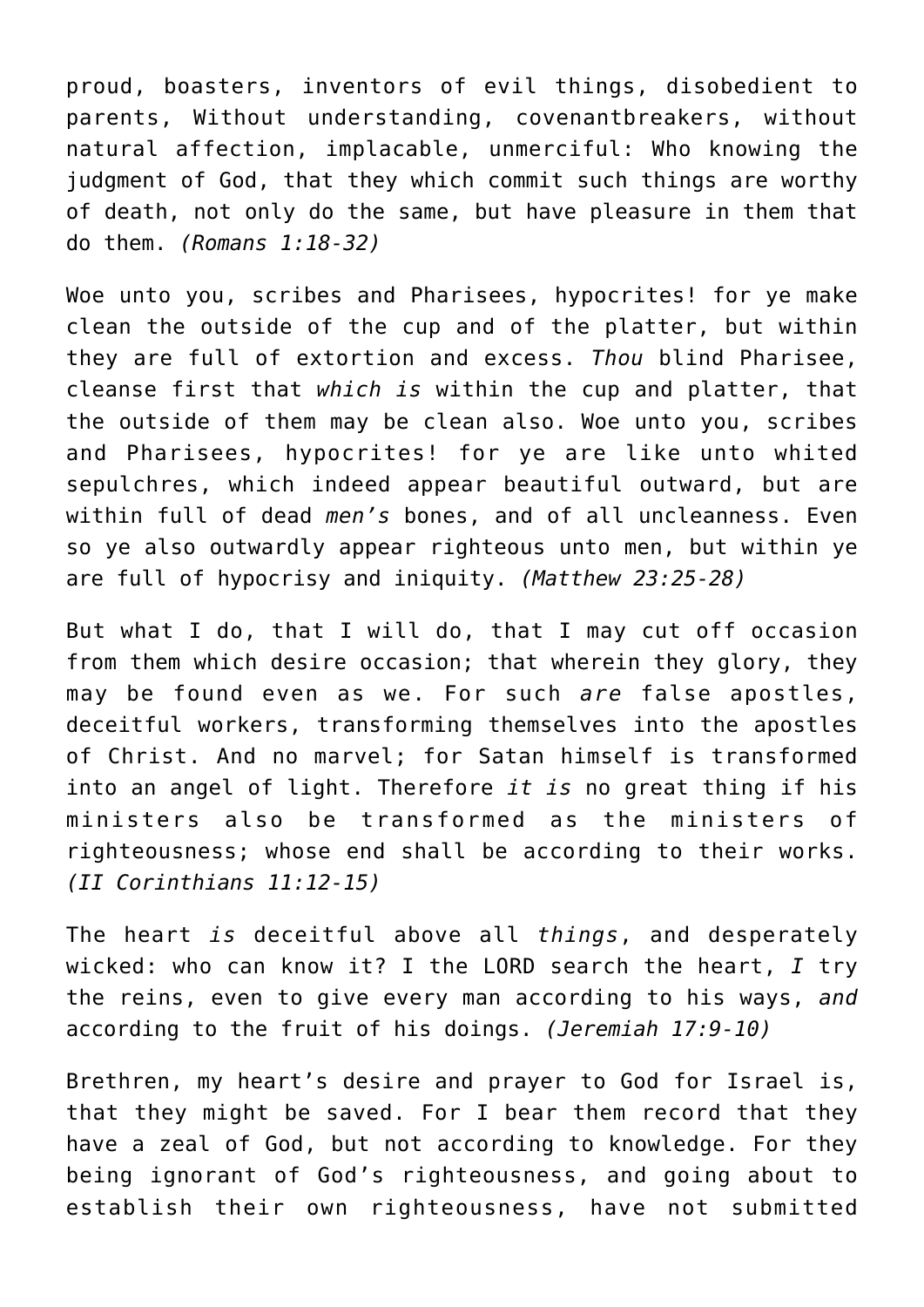proud, boasters, inventors of evil things, disobedient to parents, Without understanding, covenantbreakers, without natural affection, implacable, unmerciful: Who knowing the judgment of God, that they which commit such things are worthy of death, not only do the same, but have pleasure in them that do them. *(Romans 1:18-32)*

Woe unto you, scribes and Pharisees, hypocrites! for ye make clean the outside of the cup and of the platter, but within they are full of extortion and excess. *Thou* blind Pharisee, cleanse first that *which is* within the cup and platter, that the outside of them may be clean also. Woe unto you, scribes and Pharisees, hypocrites! for ye are like unto whited sepulchres, which indeed appear beautiful outward, but are within full of dead *men's* bones, and of all uncleanness. Even so ye also outwardly appear righteous unto men, but within ye are full of hypocrisy and iniquity. *(Matthew 23:25-28)*

But what I do, that I will do, that I may cut off occasion from them which desire occasion; that wherein they glory, they may be found even as we. For such *are* false apostles, deceitful workers, transforming themselves into the apostles of Christ. And no marvel; for Satan himself is transformed into an angel of light. Therefore *it is* no great thing if his ministers also be transformed as the ministers of righteousness; whose end shall be according to their works. *(II Corinthians 11:12-15)*

The heart *is* deceitful above all *things*, and desperately wicked: who can know it? I the LORD search the heart, *I* try the reins, even to give every man according to his ways, *and* according to the fruit of his doings. *(Jeremiah 17:9-10)*

Brethren, my heart's desire and prayer to God for Israel is, that they might be saved. For I bear them record that they have a zeal of God, but not according to knowledge. For they being ignorant of God's righteousness, and going about to establish their own righteousness, have not submitted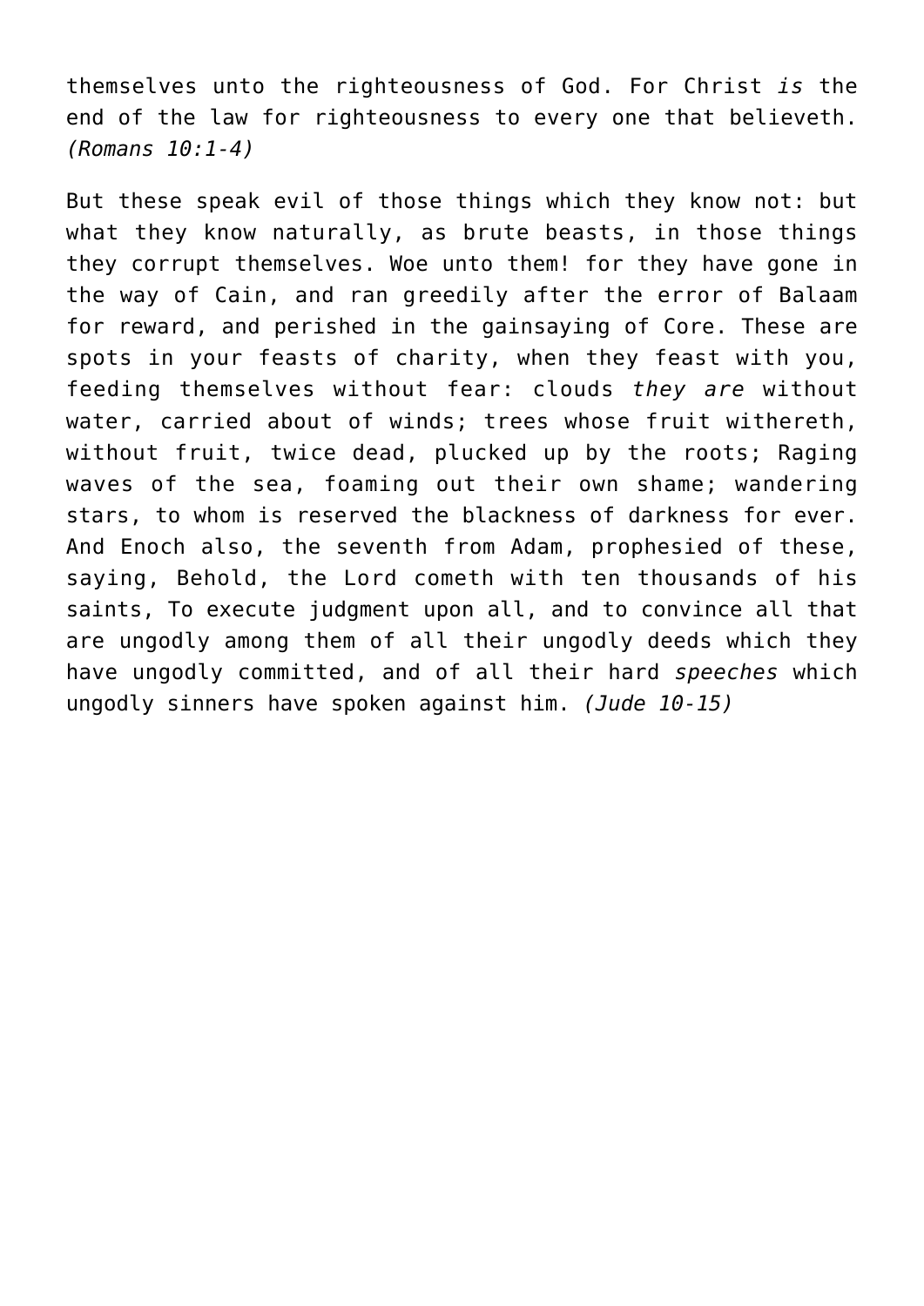themselves unto the righteousness of God. For Christ *is* the end of the law for righteousness to every one that believeth. *(Romans 10:1-4)*

But these speak evil of those things which they know not: but what they know naturally, as brute beasts, in those things they corrupt themselves. Woe unto them! for they have gone in the way of Cain, and ran greedily after the error of Balaam for reward, and perished in the gainsaying of Core. These are spots in your feasts of charity, when they feast with you, feeding themselves without fear: clouds *they are* without water, carried about of winds; trees whose fruit withereth, without fruit, twice dead, plucked up by the roots; Raging waves of the sea, foaming out their own shame; wandering stars, to whom is reserved the blackness of darkness for ever. And Enoch also, the seventh from Adam, prophesied of these, saying, Behold, the Lord cometh with ten thousands of his saints, To execute judgment upon all, and to convince all that are ungodly among them of all their ungodly deeds which they have ungodly committed, and of all their hard *speeches* which ungodly sinners have spoken against him. *(Jude 10-15)*